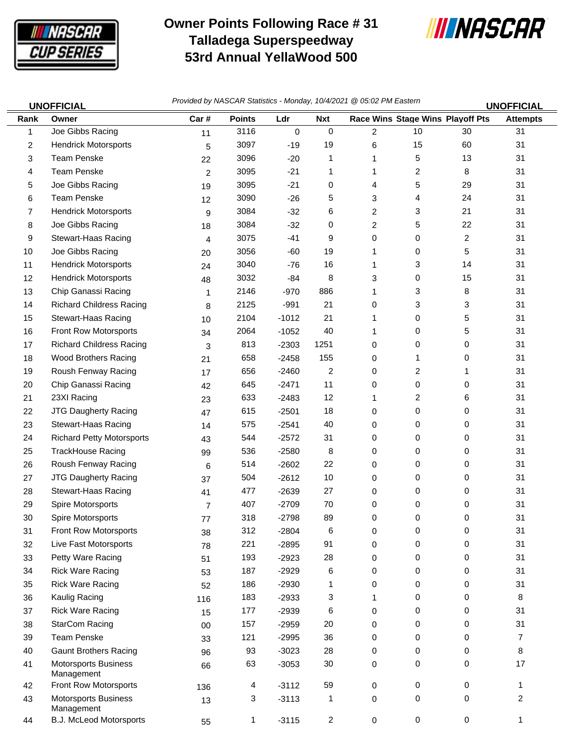# Owner Points Following Race # 31
# Talladega Superspeedway
# 53rd Annual YellaWood 500

**UNOFFICIAL** *Provided by NASCAR Statistics - Monday, 10/4/2021 @ 05:02 PM Eastern* **UNOFFICIAL**

| Rank | Owner | Car # | Points | Ldr | Nxt | Race Wins | Stage Wins | Playoff Pts | Attempts |
|---|---|---|---|---|---|---|---|---|---|
| 1 | Joe Gibbs Racing | 11 | 3116 | 0 | 0 | 2 | 10 | 30 | 31 |
| 2 | Hendrick Motorsports | 5 | 3097 | -19 | 19 | 6 | 15 | 60 | 31 |
| 3 | Team Penske | 22 | 3096 | -20 | 1 | 1 | 5 | 13 | 31 |
| 4 | Team Penske | 2 | 3095 | -21 | 1 | 1 | 2 | 8 | 31 |
| 5 | Joe Gibbs Racing | 19 | 3095 | -21 | 0 | 4 | 5 | 29 | 31 |
| 6 | Team Penske | 12 | 3090 | -26 | 5 | 3 | 4 | 24 | 31 |
| 7 | Hendrick Motorsports | 9 | 3084 | -32 | 6 | 2 | 3 | 21 | 31 |
| 8 | Joe Gibbs Racing | 18 | 3084 | -32 | 0 | 2 | 5 | 22 | 31 |
| 9 | Stewart-Haas Racing | 4 | 3075 | -41 | 9 | 0 | 0 | 2 | 31 |
| 10 | Joe Gibbs Racing | 20 | 3056 | -60 | 19 | 1 | 0 | 5 | 31 |
| 11 | Hendrick Motorsports | 24 | 3040 | -76 | 16 | 1 | 3 | 14 | 31 |
| 12 | Hendrick Motorsports | 48 | 3032 | -84 | 8 | 3 | 0 | 15 | 31 |
| 13 | Chip Ganassi Racing | 1 | 2146 | -970 | 886 | 1 | 3 | 8 | 31 |
| 14 | Richard Childress Racing | 8 | 2125 | -991 | 21 | 0 | 3 | 3 | 31 |
| 15 | Stewart-Haas Racing | 10 | 2104 | -1012 | 21 | 1 | 0 | 5 | 31 |
| 16 | Front Row Motorsports | 34 | 2064 | -1052 | 40 | 1 | 0 | 5 | 31 |
| 17 | Richard Childress Racing | 3 | 813 | -2303 | 1251 | 0 | 0 | 0 | 31 |
| 18 | Wood Brothers Racing | 21 | 658 | -2458 | 155 | 0 | 1 | 0 | 31 |
| 19 | Roush Fenway Racing | 17 | 656 | -2460 | 2 | 0 | 2 | 1 | 31 |
| 20 | Chip Ganassi Racing | 42 | 645 | -2471 | 11 | 0 | 0 | 0 | 31 |
| 21 | 23XI Racing | 23 | 633 | -2483 | 12 | 1 | 2 | 6 | 31 |
| 22 | JTG Daugherty Racing | 47 | 615 | -2501 | 18 | 0 | 0 | 0 | 31 |
| 23 | Stewart-Haas Racing | 14 | 575 | -2541 | 40 | 0 | 0 | 0 | 31 |
| 24 | Richard Petty Motorsports | 43 | 544 | -2572 | 31 | 0 | 0 | 0 | 31 |
| 25 | TrackHouse Racing | 99 | 536 | -2580 | 8 | 0 | 0 | 0 | 31 |
| 26 | Roush Fenway Racing | 6 | 514 | -2602 | 22 | 0 | 0 | 0 | 31 |
| 27 | JTG Daugherty Racing | 37 | 504 | -2612 | 10 | 0 | 0 | 0 | 31 |
| 28 | Stewart-Haas Racing | 41 | 477 | -2639 | 27 | 0 | 0 | 0 | 31 |
| 29 | Spire Motorsports | 7 | 407 | -2709 | 70 | 0 | 0 | 0 | 31 |
| 30 | Spire Motorsports | 77 | 318 | -2798 | 89 | 0 | 0 | 0 | 31 |
| 31 | Front Row Motorsports | 38 | 312 | -2804 | 6 | 0 | 0 | 0 | 31 |
| 32 | Live Fast Motorsports | 78 | 221 | -2895 | 91 | 0 | 0 | 0 | 31 |
| 33 | Petty Ware Racing | 51 | 193 | -2923 | 28 | 0 | 0 | 0 | 31 |
| 34 | Rick Ware Racing | 53 | 187 | -2929 | 6 | 0 | 0 | 0 | 31 |
| 35 | Rick Ware Racing | 52 | 186 | -2930 | 1 | 0 | 0 | 0 | 31 |
| 36 | Kaulig Racing | 116 | 183 | -2933 | 3 | 1 | 0 | 0 | 8 |
| 37 | Rick Ware Racing | 15 | 177 | -2939 | 6 | 0 | 0 | 0 | 31 |
| 38 | StarCom Racing | 00 | 157 | -2959 | 20 | 0 | 0 | 0 | 31 |
| 39 | Team Penske | 33 | 121 | -2995 | 36 | 0 | 0 | 0 | 7 |
| 40 | Gaunt Brothers Racing | 96 | 93 | -3023 | 28 | 0 | 0 | 0 | 8 |
| 41 | Motorsports Business Management | 66 | 63 | -3053 | 30 | 0 | 0 | 0 | 17 |
| 42 | Front Row Motorsports | 136 | 4 | -3112 | 59 | 0 | 0 | 0 | 1 |
| 43 | Motorsports Business Management | 13 | 3 | -3113 | 1 | 0 | 0 | 0 | 2 |
| 44 | B.J. McLeod Motorsports | 55 | 1 | -3115 | 2 | 0 | 0 | 0 | 1 |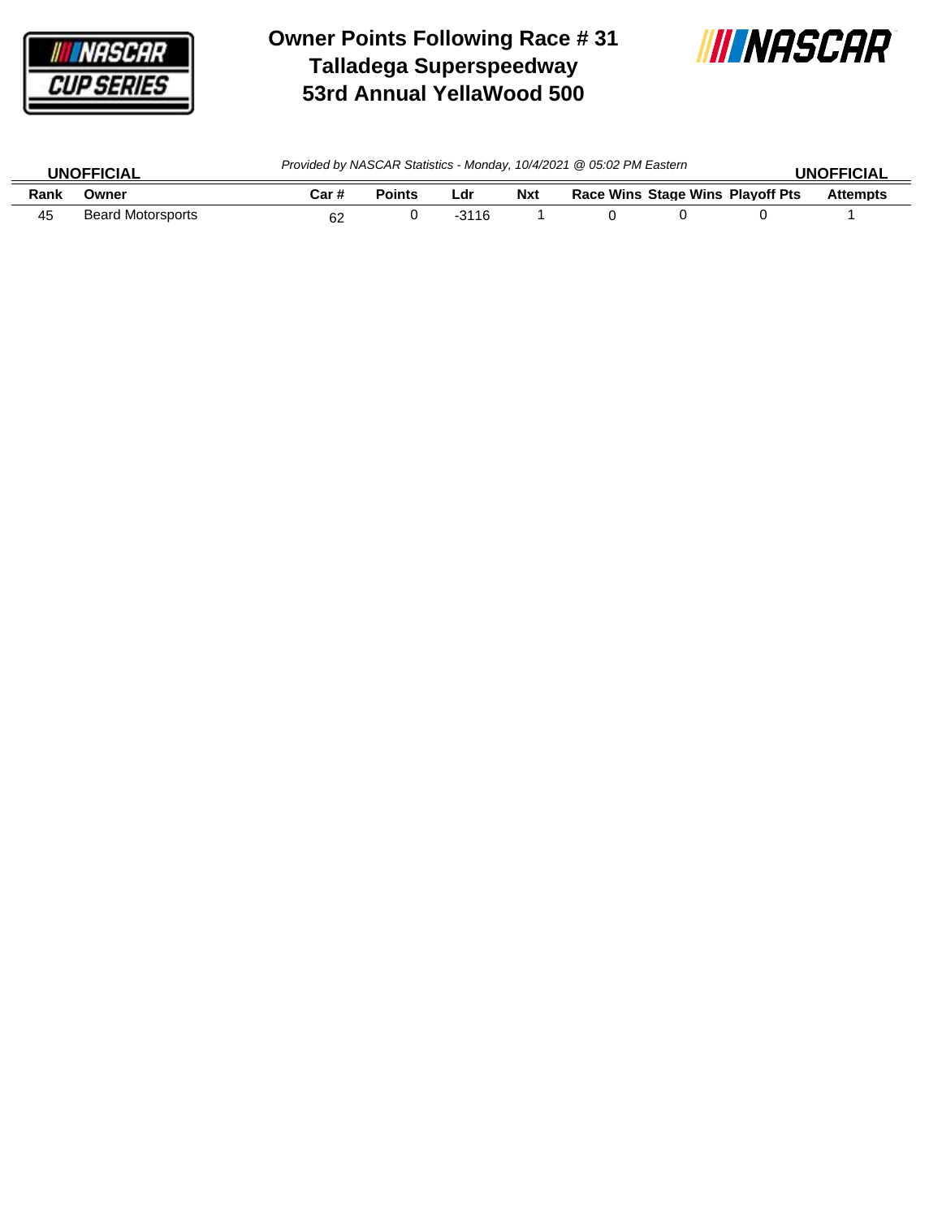# Owner Points Following Race # 31
## Talladega Superspeedway
## 53rd Annual YellaWood 500

**UNOFFICIAL** *Provided by NASCAR Statistics - Monday, 10/4/2021 @ 05:02 PM Eastern* **UNOFFICIAL**

| Rank | Owner | Car # | Points | Ldr | Nxt | Race Wins | Stage Wins | Playoff Pts | Attempts |
|---|---|---|---|---|---|---|---|---|---|
| 45 | Beard Motorsports | 62 | 0 | -3116 | 1 | 0 | 0 | 0 | 1 |